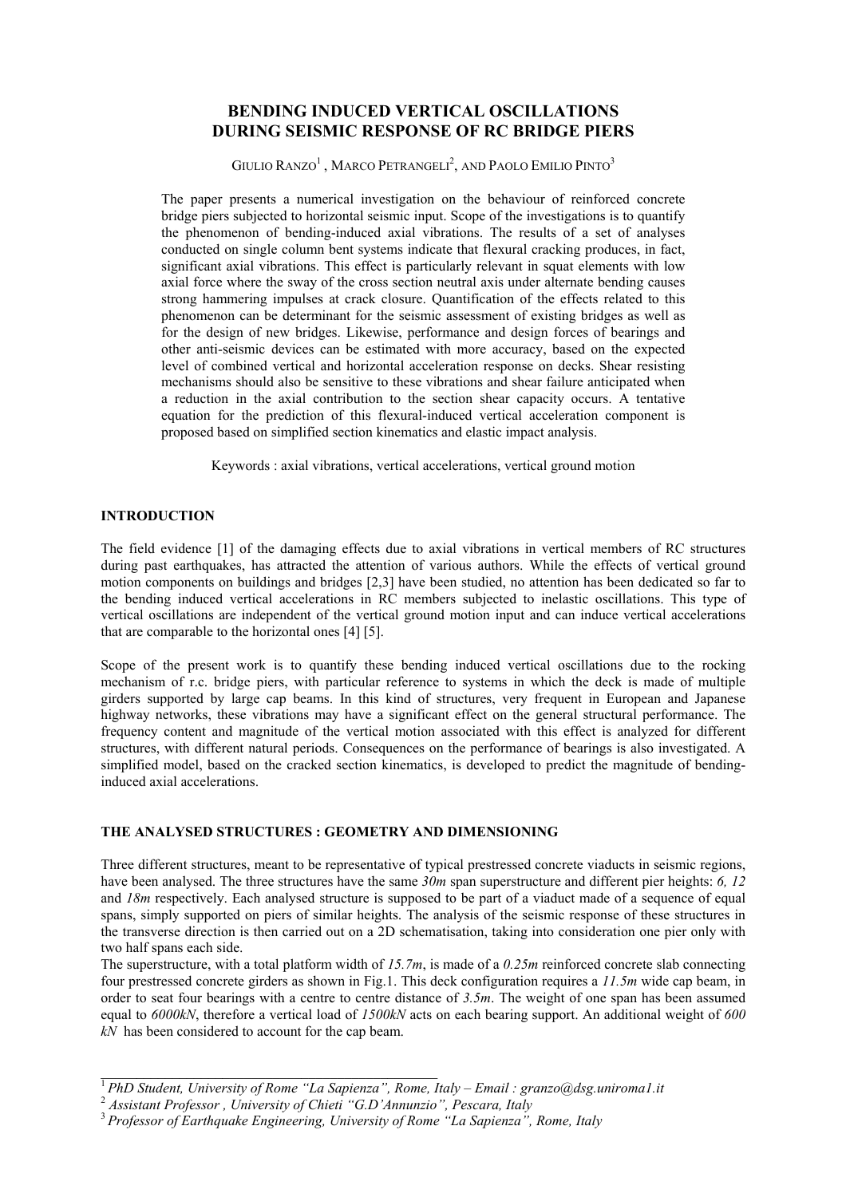# BENDING INDUCED VERTICAL OSCILLATIONS DURING SEISMIC RESPONSE OF RC BRIDGE PIERS

GIULIO RANZO[1] , MARCO PETRANGELI[2], AND PAOLO EMILIO PINTO[3]

The paper presents a numerical investigation on the behaviour of reinforced concrete bridge piers subjected to horizontal seismic input. Scope of the investigations is to quantify the phenomenon of bending-induced axial vibrations. The results of a set of analyses conducted on single column bent systems indicate that flexural cracking produces, in fact, significant axial vibrations. This effect is particularly relevant in squat elements with low axial force where the sway of the cross section neutral axis under alternate bending causes strong hammering impulses at crack closure. Quantification of the effects related to this phenomenon can be determinant for the seismic assessment of existing bridges as well as for the design of new bridges. Likewise, performance and design forces of bearings and other anti-seismic devices can be estimated with more accuracy, based on the expected level of combined vertical and horizontal acceleration response on decks. Shear resisting mechanisms should also be sensitive to these vibrations and shear failure anticipated when a reduction in the axial contribution to the section shear capacity occurs. A tentative equation for the prediction of this flexural-induced vertical acceleration component is proposed based on simplified section kinematics and elastic impact analysis.

Keywords : axial vibrations, vertical accelerations, vertical ground motion

## INTRODUCTION

The field evidence [1] of the damaging effects due to axial vibrations in vertical members of RC structures during past earthquakes, has attracted the attention of various authors. While the effects of vertical ground motion components on buildings and bridges [2,3] have been studied, no attention has been dedicated so far to the bending induced vertical accelerations in RC members subjected to inelastic oscillations. This type of vertical oscillations are independent of the vertical ground motion input and can induce vertical accelerations that are comparable to the horizontal ones [4] [5].

Scope of the present work is to quantify these bending induced vertical oscillations due to the rocking mechanism of r.c. bridge piers, with particular reference to systems in which the deck is made of multiple girders supported by large cap beams. In this kind of structures, very frequent in European and Japanese highway networks, these vibrations may have a significant effect on the general structural performance. The frequency content and magnitude of the vertical motion associated with this effect is analyzed for different structures, with different natural periods. Consequences on the performance of bearings is also investigated. A simplified model, based on the cracked section kinematics, is developed to predict the magnitude of bending-induced axial accelerations.

## THE ANALYSED STRUCTURES : GEOMETRY AND DIMENSIONING

Three different structures, meant to be representative of typical prestressed concrete viaducts in seismic regions, have been analysed. The three structures have the same *30m* span superstructure and different pier heights: *6, 12* and *18m* respectively. Each analysed structure is supposed to be part of a viaduct made of a sequence of equal spans, simply supported on piers of similar heights. The analysis of the seismic response of these structures in the transverse direction is then carried out on a 2D schematisation, taking into consideration one pier only with two half spans each side.

The superstructure, with a total platform width of *15.7m*, is made of a *0.25m* reinforced concrete slab connecting four prestressed concrete girders as shown in Fig.1. This deck configuration requires a *11.5m* wide cap beam, in order to seat four bearings with a centre to centre distance of *3.5m*. The weight of one span has been assumed equal to *6000kN*, therefore a vertical load of *1500kN* acts on each bearing support. An additional weight of *600 kN* has been considered to account for the cap beam.

---

[1] *PhD Student, University of Rome "La Sapienza", Rome, Italy – Email : granzo@dsg.uniroma1.it*

[2] *Assistant Professor , University of Chieti "G.D'Annunzio", Pescara, Italy*

[3] *Professor of Earthquake Engineering, University of Rome "La Sapienza", Rome, Italy*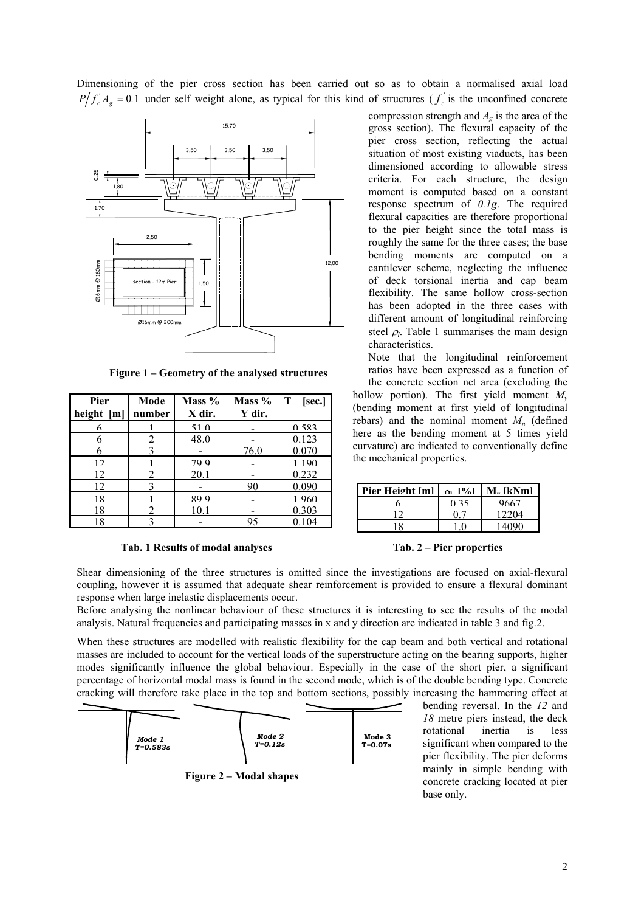Dimensioning of the pier cross section has been carried out so as to obtain a normalised axial load $P/f_c^{'} A_g = 0.1$ under self weight alone, as typical for this kind of structures ($f_c^{'}$ is the unconfined concrete compression strength and $A_g$ is the area of the gross section). The flexural capacity of the pier cross section, reflecting the actual situation of most existing viaducts, has been dimensioned according to allowable stress criteria. For each structure, the design moment is computed based on a constant response spectrum of *0.1g*. The required flexural capacities are therefore proportional to the pier height since the total mass is roughly the same for the three cases; the base bending moments are computed on a cantilever scheme, neglecting the influence of deck torsional inertia and cap beam flexibility. The same hollow cross-section has been adopted in the three cases with different amount of longitudinal reinforcing steel $\rho_l$. Table 1 summarises the main design characteristics.

**Figure 1 – Geometry of the analysed structures**

Note that the longitudinal reinforcement ratios have been expressed as a function of the concrete section net area (excluding the hollow portion). The first yield moment $M_y$ (bending moment at first yield of longitudinal rebars) and the nominal moment $M_n$ (defined here as the bending moment at 5 times yield curvature) are indicated to conventionally define the mechanical properties.

| Pier height [m] | Mode number | Mass % X dir. | Mass % Y dir. | T [sec.] |
|---|---|---|---|---|
| 6 | 1 | 51.0 | - | 0.583 |
| 6 | 2 | 48.0 | - | 0.123 |
| 6 | 3 | - | 76.0 | 0.070 |
| 12 | 1 | 79.9 | - | 1.190 |
| 12 | 2 | 20.1 | - | 0.232 |
| 12 | 3 | - | 90 | 0.090 |
| 18 | 1 | 89.9 | - | 1.960 |
| 18 | 2 | 10.1 | - | 0.303 |
| 18 | 3 | - | 95 | 0.104 |

**Tab. 1 Results of modal analyses**

| Pier Height [m] | $\rho_l$ [%] | $M_y$ [kNm] |
|---|---|---|
| 6 | 0.35 | 9667 |
| 12 | 0.7 | 12204 |
| 18 | 1.0 | 14090 |

**Tab. 2 – Pier properties**

Shear dimensioning of the three structures is omitted since the investigations are focused on axial-flexural coupling, however it is assumed that adequate shear reinforcement is provided to ensure a flexural dominant response when large inelastic displacements occur.

Before analysing the nonlinear behaviour of these structures it is interesting to see the results of the modal analysis. Natural frequencies and participating masses in x and y direction are indicated in table 3 and fig.2.

When these structures are modelled with realistic flexibility for the cap beam and both vertical and rotational masses are included to account for the vertical loads of the superstructure acting on the bearing supports, higher modes significantly influence the global behaviour. Especially in the case of the short pier, a significant percentage of horizontal modal mass is found in the second mode, which is of the double bending type. Concrete cracking will therefore take place in the top and bottom sections, possibly increasing the hammering effect at bending reversal. In the *12* and *18* metre piers instead, the deck rotational inertia is less significant when compared to the pier flexibility. The pier deforms mainly in simple bending with concrete cracking located at pier base only.

**Figure 2 – Modal shapes**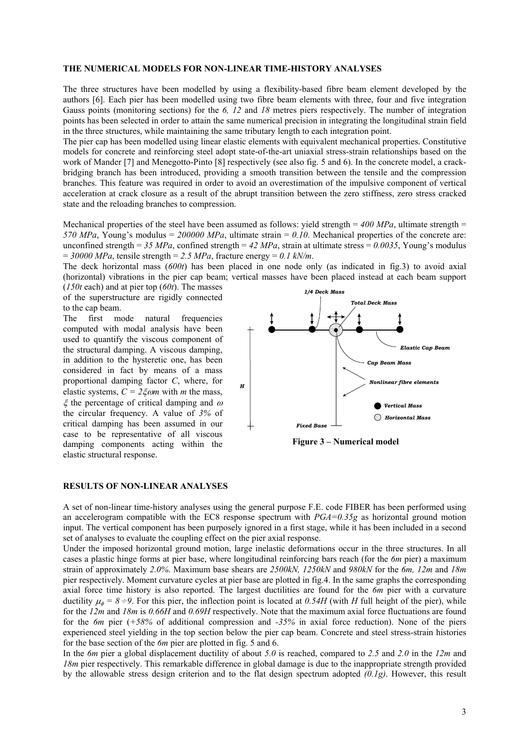## THE NUMERICAL MODELS FOR NON-LINEAR TIME-HISTORY ANALYSES

The three structures have been modelled by using a flexibility-based fibre beam element developed by the authors [6]. Each pier has been modelled using two fibre beam elements with three, four and five integration Gauss points (monitoring sections) for the *6, 12* and *18* metres piers respectively. The number of integration points has been selected in order to attain the same numerical precision in integrating the longitudinal strain field in the three structures, while maintaining the same tributary length to each integration point.

The pier cap has been modelled using linear elastic elements with equivalent mechanical properties. Constitutive models for concrete and reinforcing steel adopt state-of-the-art uniaxial stress-strain relationships based on the work of Mander [7] and Menegotto-Pinto [8] respectively (see also fig. 5 and 6). In the concrete model, a crack-bridging branch has been introduced, providing a smooth transition between the tensile and the compression branches. This feature was required in order to avoid an overestimation of the impulsive component of vertical acceleration at crack closure as a result of the abrupt transition between the zero stiffness, zero stress cracked state and the reloading branches to compression.

Mechanical properties of the steel have been assumed as follows: yield strength = *400 MPa*, ultimate strength = *570 MPa*, Young's modulus = *200000 MPa*, ultimate strain = *0.10*. Mechanical properties of the concrete are: unconfined strength = *35 MPa*, confined strength = *42 MPa*, strain at ultimate stress = *0.0035*, Young's modulus = *30000 MPa*, tensile strength = *2.5 MPa*, fracture energy = *0.1 kN/m*.

The deck horizontal mass (*600t*) has been placed in one node only (as indicated in fig.3) to avoid axial (horizontal) vibrations in the pier cap beam; vertical masses have been placed instead at each beam support (*150t* each) and at pier top (*60t*). The masses of the superstructure are rigidly connected to the cap beam.

The first mode natural frequencies computed with modal analysis have been used to quantify the viscous component of the structural damping. A viscous damping, in addition to the hysteretic one, has been considered in fact by means of a mass proportional damping factor $C$, where, for elastic systems, $C = 2\xi\omega m$ with $m$ the mass, $\xi$ the percentage of critical damping and $\omega$ the circular frequency. A value of *3%* of critical damping has been assumed in our case to be representative of all viscous damping components acting within the elastic structural response.

**Figure 3 – Numerical model**

## RESULTS OF NON-LINEAR ANALYSES

A set of non-linear time-history analyses using the general purpose F.E. code FIBER has been performed using an accelerogram compatible with the EC8 response spectrum with $PGA=0.35g$ as horizontal ground motion input. The vertical component has been purposely ignored in a first stage, while it has been included in a second set of analyses to evaluate the coupling effect on the pier axial response.

Under the imposed horizontal ground motion, large inelastic deformations occur in the three structures. In all cases a plastic hinge forms at pier base, where longitudinal reinforcing bars reach (for the *6m* pier) a maximum strain of approximately *2.0%*. Maximum base shears are *2500kN, 1250kN* and *980kN* for the *6m, 12m* and *18m* pier respectively. Moment curvature cycles at pier base are plotted in fig.4. In the same graphs the corresponding axial force time history is also reported. The largest ductilities are found for the *6m* pier with a curvature ductility $\mu_\phi = 8 \div 9$. For this pier, the inflection point is located at *0.54H* (with *H* full height of the pier), while for the *12m* and *18m* is *0.66H* and *0.69H* respectively. Note that the maximum axial force fluctuations are found for the *6m* pier (*+58%* of additional compression and *-35%* in axial force reduction). None of the piers experienced steel yielding in the top section below the pier cap beam. Concrete and steel stress-strain histories for the base section of the *6m* pier are plotted in fig. 5 and 6.

In the *6m* pier a global displacement ductility of about *5.0* is reached, compared to *2.5* and *2.0* in the *12m* and *18m* pier respectively. This remarkable difference in global damage is due to the inappropriate strength provided by the allowable stress design criterion and to the flat design spectrum adopted *(0.1g)*. However, this result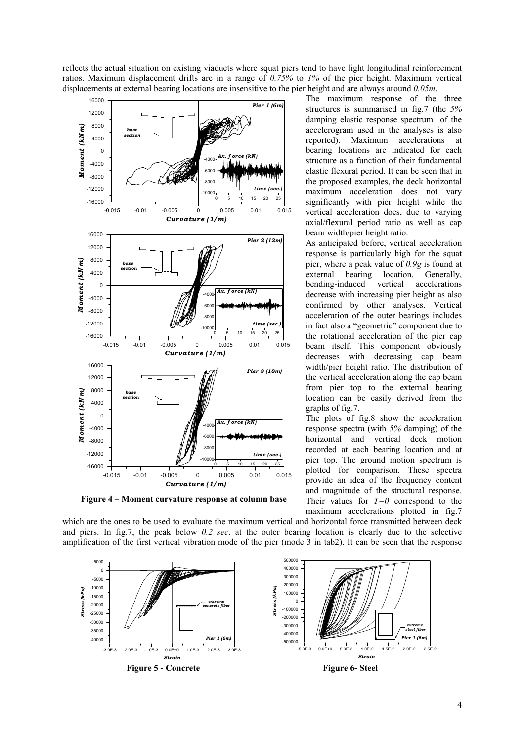reflects the actual situation on existing viaducts where squat piers tend to have light longitudinal reinforcement ratios. Maximum displacement drifts are in a range of *0.75%* to *1%* of the pier height. Maximum vertical displacements at external bearing locations are insensitive to the pier height and are always around *0.05m*.

**Figure 4 – Moment curvature response at column base**

The maximum response of the three structures is summarised in fig.7 (the *5%* damping elastic response spectrum of the accelerogram used in the analyses is also reported). Maximum accelerations at bearing locations are indicated for each structure as a function of their fundamental elastic flexural period. It can be seen that in the proposed examples, the deck horizontal maximum acceleration does not vary significantly with pier height while the vertical acceleration does, due to varying axial/flexural period ratio as well as cap beam width/pier height ratio.

As anticipated before, vertical acceleration response is particularly high for the squat pier, where a peak value of *0.9g* is found at external bearing location. Generally, bending-induced vertical accelerations decrease with increasing pier height as also confirmed by other analyses. Vertical acceleration of the outer bearings includes in fact also a "geometric" component due to the rotational acceleration of the pier cap beam itself. This component obviously decreases with decreasing cap beam width/pier height ratio. The distribution of the vertical acceleration along the cap beam from pier top to the external bearing location can be easily derived from the graphs of fig.7.

The plots of fig.8 show the acceleration response spectra (with *5%* damping) of the horizontal and vertical deck motion recorded at each bearing location and at pier top. The ground motion spectrum is plotted for comparison. These spectra provide an idea of the frequency content and magnitude of the structural response. Their values for $T=0$ correspond to the maximum accelerations plotted in fig.7 which are the ones to be used to evaluate the maximum vertical and horizontal force transmitted between deck and piers. In fig.7, the peak below *0.2 sec*. at the outer bearing location is clearly due to the selective amplification of the first vertical vibration mode of the pier (mode 3 in tab2). It can be seen that the response

**Figure 5 - Concrete**

**Figure 6- Steel**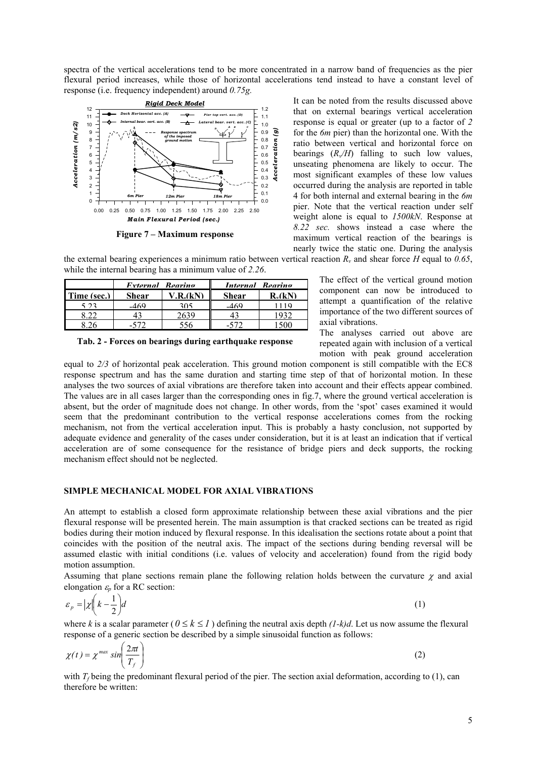spectra of the vertical accelerations tend to be more concentrated in a narrow band of frequencies as the pier flexural period increases, while those of horizontal accelerations tend instead to have a constant level of response (i.e. frequency independent) around *0.75g.*

**Figure 7 – Maximum response**

It can be noted from the results discussed above that on external bearings vertical acceleration response is equal or greater (up to a factor of *2* for the *6m* pier) than the horizontal one. With the ratio between vertical and horizontal force on bearings ($R_v/H$) falling to such low values, unseating phenomena are likely to occur. The most significant examples of these low values occurred during the analysis are reported in table 4 for both internal and external bearing in the *6m* pier. Note that the vertical reaction under self weight alone is equal to *1500kN*. Response at *8.22 sec.* shows instead a case where the maximum vertical reaction of the bearings is nearly twice the static one. During the analysis the external bearing experiences a minimum ratio between vertical reaction $R_v$ and shear force $H$ equal to *0.65*, while the internal bearing has a minimum value of *2.26*.

| | *External Bearing* | | *Internal Bearing* | |
|---|---|---|---|---|
| **Time (sec.)** | **Shear** | **V.R.(kN)** | **Shear** | **$R_v$(kN)** |
| 5.23 | -469 | 305 | -469 | 1119 |
| 8.22 | 43 | 2639 | 43 | 1932 |
| 8.26 | -572 | 556 | -572 | 1500 |

**Tab. 2 - Forces on bearings during earthquake response**

The effect of the vertical ground motion component can now be introduced to attempt a quantification of the relative importance of the two different sources of axial vibrations.

The analyses carried out above are repeated again with inclusion of a vertical motion with peak ground acceleration equal to *2/3* of horizontal peak acceleration. This ground motion component is still compatible with the EC8 response spectrum and has the same duration and starting time step of that of horizontal motion. In these analyses the two sources of axial vibrations are therefore taken into account and their effects appear combined. The values are in all cases larger than the corresponding ones in fig.7, where the ground vertical acceleration is absent, but the order of magnitude does not change. In other words, from the 'spot' cases examined it would seem that the predominant contribution to the vertical response accelerations comes from the rocking mechanism, not from the vertical acceleration input. This is probably a hasty conclusion, not supported by adequate evidence and generality of the cases under consideration, but it is at least an indication that if vertical acceleration are of some consequence for the resistance of bridge piers and deck supports, the rocking mechanism effect should not be neglected.

## SIMPLE MECHANICAL MODEL FOR AXIAL VIBRATIONS

An attempt to establish a closed form approximate relationship between these axial vibrations and the pier flexural response will be presented herein. The main assumption is that cracked sections can be treated as rigid bodies during their motion induced by flexural response. In this idealisation the sections rotate about a point that coincides with the position of the neutral axis. The impact of the sections during bending reversal will be assumed elastic with initial conditions (i.e. values of velocity and acceleration) found from the rigid body motion assumption.

Assuming that plane sections remain plane the following relation holds between the curvature $\chi$ and axial elongation $\varepsilon_p$ for a RC section:

$$\varepsilon_p = |\chi| \left( k - \frac{1}{2} \right) d \tag{1}$$

where $k$ is a scalar parameter ( $0 \le k \le 1$ ) defining the neutral axis depth $(1-k)d$. Let us now assume the flexural response of a generic section be described by a simple sinusoidal function as follows:

$$\chi(t) = \chi^{max} \sin\left( \frac{2\pi t}{T_f} \right) \tag{2}$$

with $T_f$ being the predominant flexural period of the pier. The section axial deformation, according to (1), can therefore be written: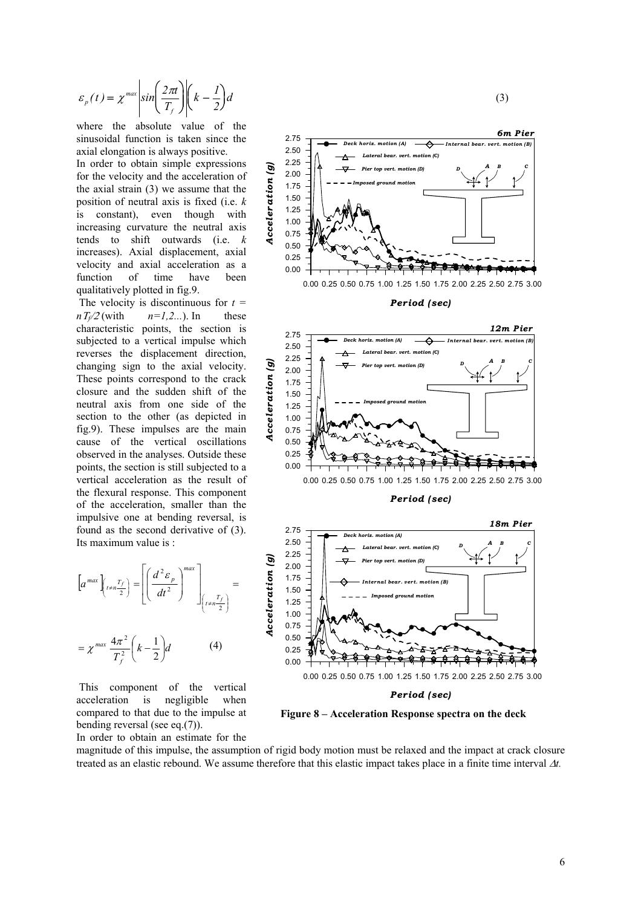$$\varepsilon_p(t) = \chi^{max}\left|sin\left(\frac{2\pi t}{T_f}\right)\right|\left(k - \frac{1}{2}\right)d \qquad (3)$$

where the absolute value of the sinusoidal function is taken since the axial elongation is always positive.

In order to obtain simple expressions for the velocity and the acceleration of the axial strain (3) we assume that the position of neutral axis is fixed (i.e. $k$ is constant), even though with increasing curvature the neutral axis tends to shift outwards (i.e. $k$ increases). Axial displacement, axial velocity and axial acceleration as a function of time have been qualitatively plotted in fig.9.

The velocity is discontinuous for $t = nT_f/2$ (with $n=1,2...$). In these characteristic points, the section is subjected to a vertical impulse which reverses the displacement direction, changing sign to the axial velocity. These points correspond to the crack closure and the sudden shift of the neutral axis from one side of the section to the other (as depicted in fig.9). These impulses are the main cause of the vertical oscillations observed in the analyses. Outside these points, the section is still subjected to a vertical acceleration as the result of the flexural response. This component of the acceleration, smaller than the impulsive one at bending reversal, is found as the second derivative of (3). Its maximum value is :

$$\left[a^{max}\right]_{\left(t \neq n\frac{T_f}{2}\right)} = \left[\left(\frac{d^2\varepsilon_p}{dt^2}\right)^{max}\right]_{\left(t \neq n\frac{T_f}{2}\right)} =$$

$$= \chi^{max}\frac{4\pi^2}{T_f^2}\left(k - \frac{1}{2}\right)d \qquad (4)$$

This component of the vertical acceleration is negligible when compared to that due to the impulse at bending reversal (see eq.(7)).

**Figure 8 – Acceleration Response spectra on the deck**

In order to obtain an estimate for the magnitude of this impulse, the assumption of rigid body motion must be relaxed and the impact at crack closure treated as an elastic rebound. We assume therefore that this elastic impact takes place in a finite time interval $\Delta t$.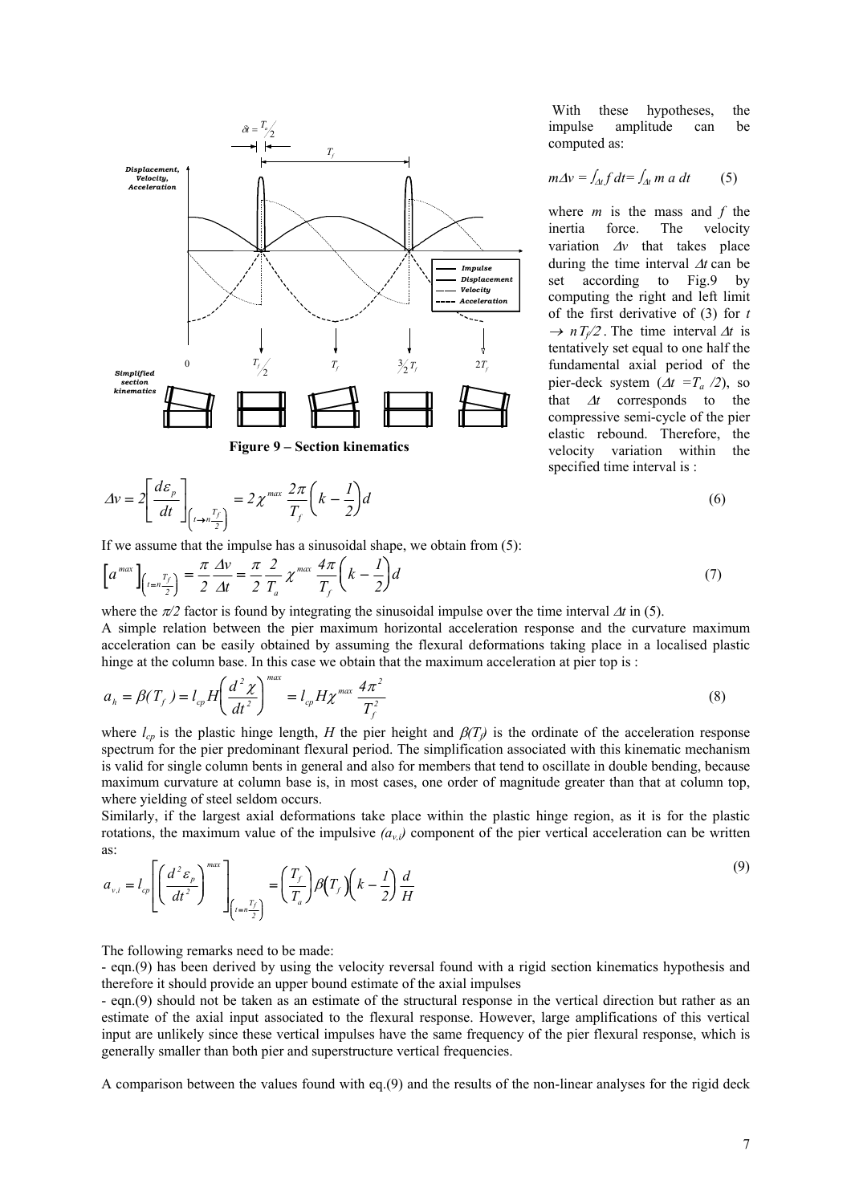Figure 9 – Section kinematics

With these hypotheses, the impulse amplitude can be computed as:

$$m\Delta v = \int_{\Delta t} f\, dt = \int_{\Delta t} m\, a\, dt \qquad (5)$$

where $m$ is the mass and $f$ the inertia force. The velocity variation $\Delta v$ that takes place during the time interval $\Delta t$ can be set according to Fig.9 by computing the right and left limit of the first derivative of (3) for $t \rightarrow nT_f/2$. The time interval $\Delta t$ is tentatively set equal to one half the fundamental axial period of the pier-deck system ($\Delta t = T_a/2$), so that $\Delta t$ corresponds to the compressive semi-cycle of the pier elastic rebound. Therefore, the velocity variation within the specified time interval is :

$$\Delta v = 2\left[\frac{d\varepsilon_p}{dt}\right]_{\left(t \rightarrow n\frac{T_f}{2}\right)} = 2\chi^{max}\frac{2\pi}{T_f}\left(k - \frac{1}{2}\right)d \qquad (6)$$

If we assume that the impulse has a sinusoidal shape, we obtain from (5):

$$\left[a^{max}\right]_{\left(t = n\frac{T_f}{2}\right)} = \frac{\pi}{2}\frac{\Delta v}{\Delta t} = \frac{\pi}{2}\frac{2}{T_a}\chi^{max}\frac{4\pi}{T_f}\left(k - \frac{1}{2}\right)d \qquad (7)$$

where the $\pi/2$ factor is found by integrating the sinusoidal impulse over the time interval $\Delta t$ in (5).

A simple relation between the pier maximum horizontal acceleration response and the curvature maximum acceleration can be easily obtained by assuming the flexural deformations taking place in a localised plastic hinge at the column base. In this case we obtain that the maximum acceleration at pier top is :

$$a_h = \beta(T_f) = l_{cp}H\left(\frac{d^2\chi}{dt^2}\right)^{max} = l_{cp}H\chi^{max}\frac{4\pi^2}{T_f^2} \qquad (8)$$

where $l_{cp}$ is the plastic hinge length, $H$ the pier height and $\beta(T_f)$ is the ordinate of the acceleration response spectrum for the pier predominant flexural period. The simplification associated with this kinematic mechanism is valid for single column bents in general and also for members that tend to oscillate in double bending, because maximum curvature at column base is, in most cases, one order of magnitude greater than that at column top, where yielding of steel seldom occurs.

Similarly, if the largest axial deformations take place within the plastic hinge region, as it is for the plastic rotations, the maximum value of the impulsive $(a_{v,i})$ component of the pier vertical acceleration can be written as:

$$a_{v,i} = l_{cp}\left[\left(\frac{d^2\varepsilon_p}{dt^2}\right)^{max}\right]_{\left(t = n\frac{T_f}{2}\right)} = \left(\frac{T_f}{T_a}\right)\beta(T_f)\left(k - \frac{1}{2}\right)\frac{d}{H} \qquad (9)$$

The following remarks need to be made:

- eqn.(9) has been derived by using the velocity reversal found with a rigid section kinematics hypothesis and therefore it should provide an upper bound estimate of the axial impulses
- eqn.(9) should not be taken as an estimate of the structural response in the vertical direction but rather as an estimate of the axial input associated to the flexural response. However, large amplifications of this vertical input are unlikely since these vertical impulses have the same frequency of the pier flexural response, which is generally smaller than both pier and superstructure vertical frequencies.

A comparison between the values found with eq.(9) and the results of the non-linear analyses for the rigid deck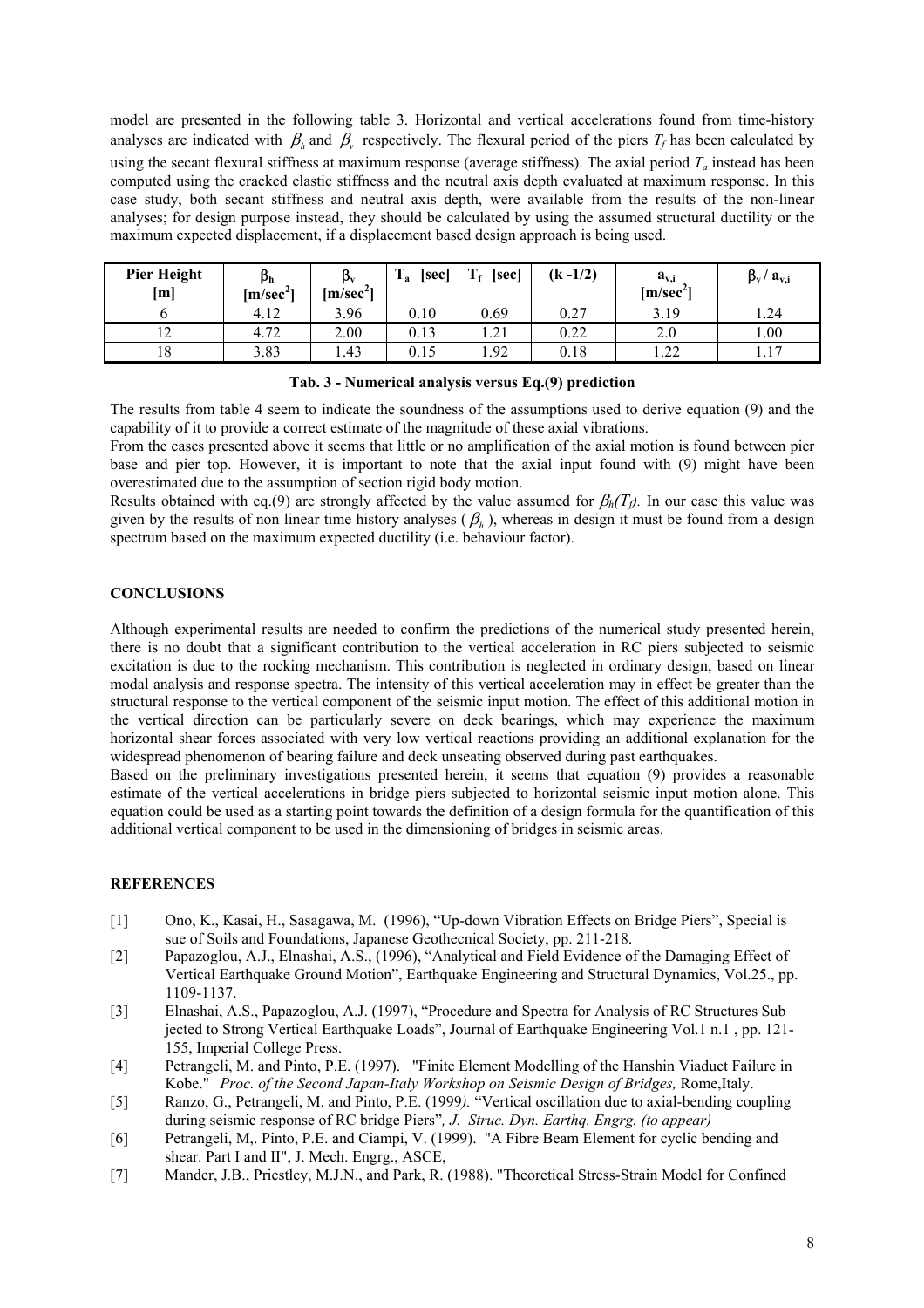model are presented in the following table 3. Horizontal and vertical accelerations found from time-history analyses are indicated with $\beta_h$ and $\beta_v$ respectively. The flexural period of the piers $T_f$ has been calculated by using the secant flexural stiffness at maximum response (average stiffness). The axial period $T_a$ instead has been computed using the cracked elastic stiffness and the neutral axis depth evaluated at maximum response. In this case study, both secant stiffness and neutral axis depth, were available from the results of the non-linear analyses; for design purpose instead, they should be calculated by using the assumed structural ductility or the maximum expected displacement, if a displacement based design approach is being used.

| Pier Height [m] | $\beta_h$ [m/sec$^2$] | $\beta_v$ [m/sec$^2$] | $T_a$ [sec] | $T_f$ [sec] | (k -1/2) | $a_{v,i}$ [m/sec$^2$] | $\beta_v / a_{v,i}$ |
|---|---|---|---|---|---|---|---|
| 6 | 4.12 | 3.96 | 0.10 | 0.69 | 0.27 | 3.19 | 1.24 |
| 12 | 4.72 | 2.00 | 0.13 | 1.21 | 0.22 | 2.0 | 1.00 |
| 18 | 3.83 | 1.43 | 0.15 | 1.92 | 0.18 | 1.22 | 1.17 |

**Tab. 3 - Numerical analysis versus Eq.(9) prediction**

The results from table 4 seem to indicate the soundness of the assumptions used to derive equation (9) and the capability of it to provide a correct estimate of the magnitude of these axial vibrations.

From the cases presented above it seems that little or no amplification of the axial motion is found between pier base and pier top. However, it is important to note that the axial input found with (9) might have been overestimated due to the assumption of section rigid body motion.

Results obtained with eq.(9) are strongly affected by the value assumed for $\beta_h(T_f)$. In our case this value was given by the results of non linear time history analyses ($\beta_h$), whereas in design it must be found from a design spectrum based on the maximum expected ductility (i.e. behaviour factor).

## CONCLUSIONS

Although experimental results are needed to confirm the predictions of the numerical study presented herein, there is no doubt that a significant contribution to the vertical acceleration in RC piers subjected to seismic excitation is due to the rocking mechanism. This contribution is neglected in ordinary design, based on linear modal analysis and response spectra. The intensity of this vertical acceleration may in effect be greater than the structural response to the vertical component of the seismic input motion. The effect of this additional motion in the vertical direction can be particularly severe on deck bearings, which may experience the maximum horizontal shear forces associated with very low vertical reactions providing an additional explanation for the widespread phenomenon of bearing failure and deck unseating observed during past earthquakes.

Based on the preliminary investigations presented herein, it seems that equation (9) provides a reasonable estimate of the vertical accelerations in bridge piers subjected to horizontal seismic input motion alone. This equation could be used as a starting point towards the definition of a design formula for the quantification of this additional vertical component to be used in the dimensioning of bridges in seismic areas.

## REFERENCES

[1] Ono, K., Kasai, H., Sasagawa, M. (1996), "Up-down Vibration Effects on Bridge Piers", Special is sue of Soils and Foundations, Japanese Geotecnical Society, pp. 211-218.

[2] Papazoglou, A.J., Elnashai, A.S., (1996), "Analytical and Field Evidence of the Damaging Effect of Vertical Earthquake Ground Motion", Earthquake Engineering and Structural Dynamics, Vol.25., pp. 1109-1137.

[3] Elnashai, A.S., Papazoglou, A.J. (1997), "Procedure and Spectra for Analysis of RC Structures Sub jected to Strong Vertical Earthquake Loads", Journal of Earthquake Engineering Vol.1 n.1 , pp. 121-155, Imperial College Press.

[4] Petrangeli, M. and Pinto, P.E. (1997). "Finite Element Modelling of the Hanshin Viaduct Failure in Kobe." *Proc. of the Second Japan-Italy Workshop on Seismic Design of Bridges,* Rome,Italy.

[5] Ranzo, G., Petrangeli, M. and Pinto, P.E. (1999*).* "Vertical oscillation due to axial-bending coupling during seismic response of RC bridge Piers"*, J. Struc. Dyn. Earthq. Engrg. (to appear)*

[6] Petrangeli, M,. Pinto, P.E. and Ciampi, V. (1999). "A Fibre Beam Element for cyclic bending and shear. Part I and II", J. Mech. Engrg., ASCE,

[7] Mander, J.B., Priestley, M.J.N., and Park, R. (1988). "Theoretical Stress-Strain Model for Confined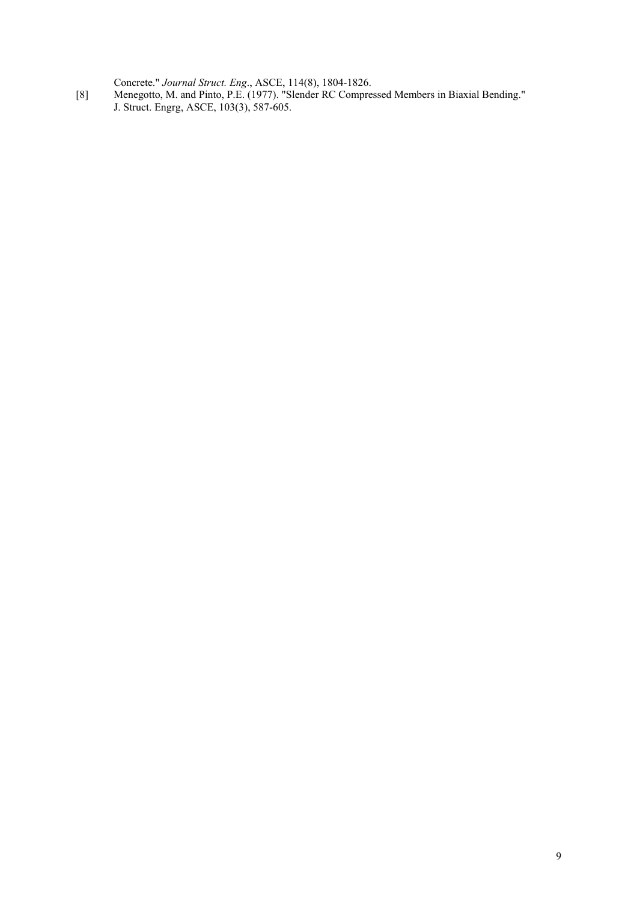Concrete." *Journal Struct. Eng*., ASCE, 114(8), 1804-1826.

[8] Menegotto, M. and Pinto, P.E. (1977). "Slender RC Compressed Members in Biaxial Bending." J. Struct. Engrg, ASCE, 103(3), 587-605.